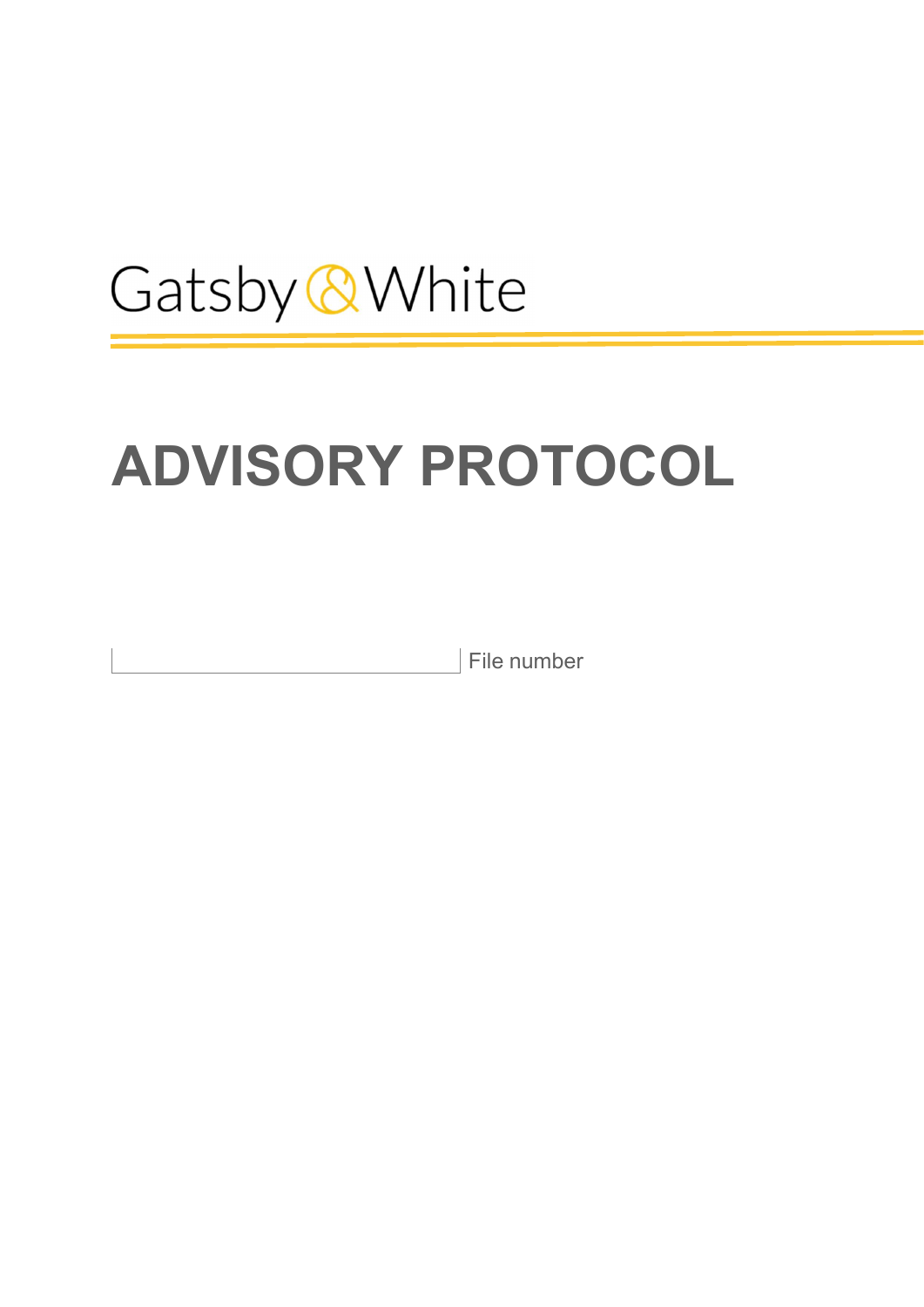Gatsby & White

# ADVISORY PROTOCOL

File number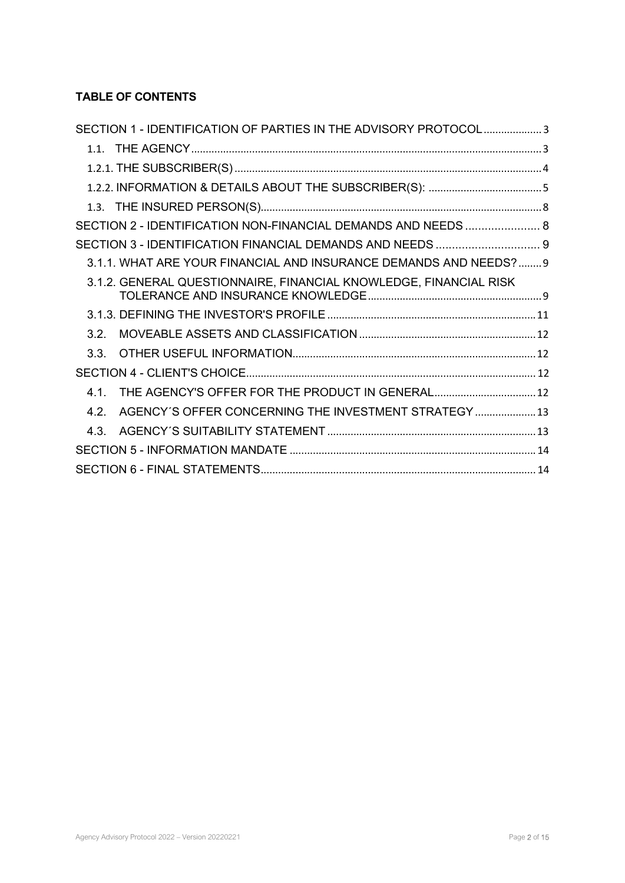**TABLE OF CONTENTS**

SECTION 1 - IDENTIFICATION OF PARTIES IN THE ADVISORY PROTOCOL .................... 3

1.1. THE AGENCY ........................................................................................................ 3

1.2.1. THE SUBSCRIBER(S) .......................................................................................... 4

1.2.2. INFORMATION & DETAILS ABOUT THE SUBSCRIBER(S): ....................................... 5

1.3. THE INSURED PERSON(S) ................................................................................ 8

SECTION 2 - IDENTIFICATION NON-FINANCIAL DEMANDS AND NEEDS ....................... 8

SECTION 3 - IDENTIFICATION FINANCIAL DEMANDS AND NEEDS ................................ 9

3.1.1. WHAT ARE YOUR FINANCIAL AND INSURANCE DEMANDS AND NEEDS? ........ 9

3.1.2. GENERAL QUESTIONNAIRE, FINANCIAL KNOWLEDGE, FINANCIAL RISK TOLERANCE AND INSURANCE KNOWLEDGE ........................................................... 9

3.1.3. DEFINING THE INVESTOR'S PROFILE ....................................................................... 11

3.2. MOVEABLE ASSETS AND CLASSIFICATION ............................................................. 12

3.3. OTHER USEFUL INFORMATION ................................................................................... 12

SECTION 4 - CLIENT'S CHOICE ................................................................................................... 12

4.1. THE AGENCY'S OFFER FOR THE PRODUCT IN GENERAL ................................... 12

4.2. AGENCY´S OFFER CONCERNING THE INVESTMENT STRATEGY ..................... 13

4.3. AGENCY´S SUITABILITY STATEMENT ........................................................................ 13

SECTION 5 - INFORMATION MANDATE .................................................................................... 14

SECTION 6 - FINAL STATEMENTS .............................................................................................. 14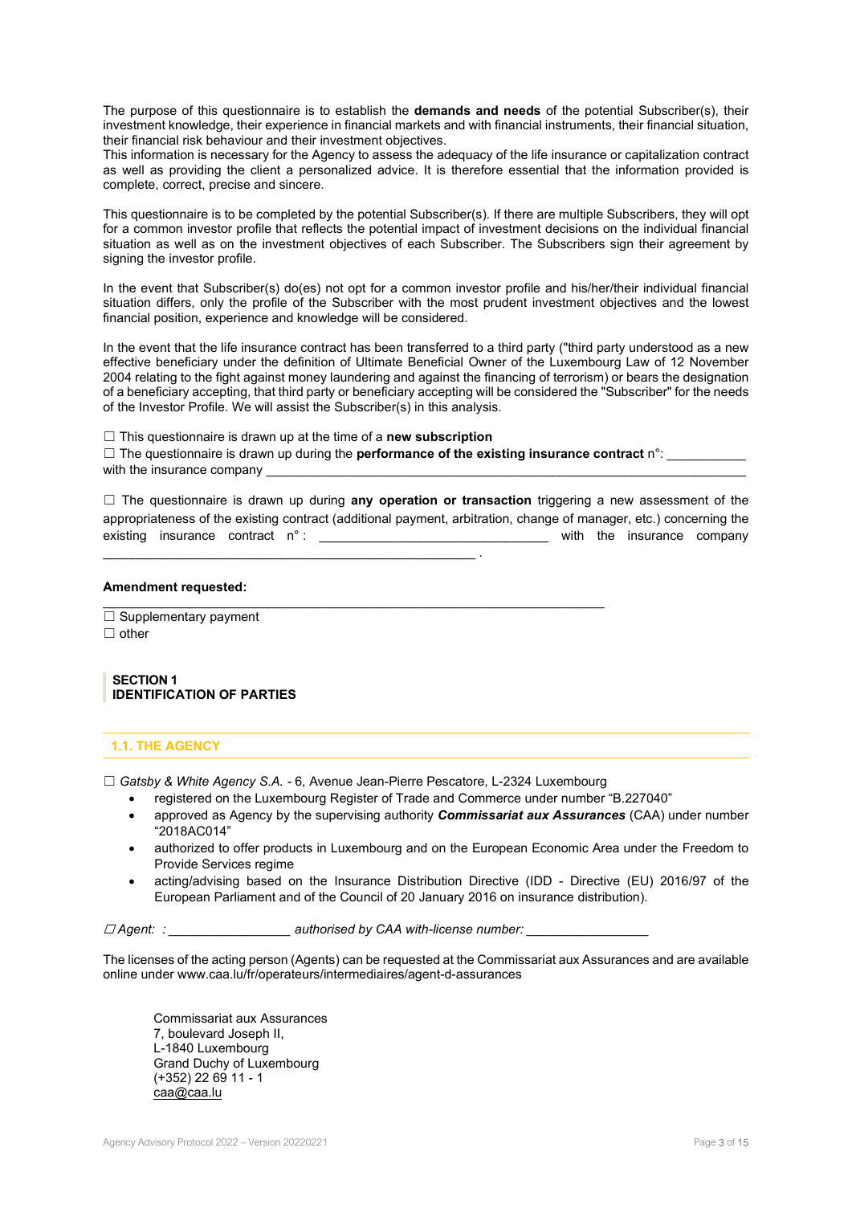The purpose of this questionnaire is to establish the **demands and needs** of the potential Subscriber(s), their investment knowledge, their experience in financial markets and with financial instruments, their financial situation, their financial risk behaviour and their investment objectives.
This information is necessary for the Agency to assess the adequacy of the life insurance or capitalization contract as well as providing the client a personalized advice. It is therefore essential that the information provided is complete, correct, precise and sincere.

This questionnaire is to be completed by the potential Subscriber(s). If there are multiple Subscribers, they will opt for a common investor profile that reflects the potential impact of investment decisions on the individual financial situation as well as on the investment objectives of each Subscriber. The Subscribers sign their agreement by signing the investor profile.

In the event that Subscriber(s) do(es) not opt for a common investor profile and his/her/their individual financial situation differs, only the profile of the Subscriber with the most prudent investment objectives and the lowest financial position, experience and knowledge will be considered.

In the event that the life insurance contract has been transferred to a third party ("third party understood as a new effective beneficiary under the definition of Ultimate Beneficial Owner of the Luxembourg Law of 12 November 2004 relating to the fight against money laundering and against the financing of terrorism) or bears the designation of a beneficiary accepting, that third party or beneficiary accepting will be considered the "Subscriber" for the needs of the Investor Profile. We will assist the Subscriber(s) in this analysis.

☐ This questionnaire is drawn up at the time of a **new subscription**
☐ The questionnaire is drawn up during the **performance of the existing insurance contract** n°: ___________ with the insurance company ___________________________________________________________________________

☐ The questionnaire is drawn up during **any operation or transaction** triggering a new assessment of the appropriateness of the existing contract (additional payment, arbitration, change of manager, etc.) concerning the existing insurance contract n° : _______________________________ with the insurance company ___________________________________________________ .

**Amendment requested:**
_____________________________________________________________________

☐ Supplementary payment
☐ other

## SECTION 1
## IDENTIFICATION OF PARTIES

### 1.1. THE AGENCY

☐ *Gatsby & White Agency S.A.* - 6, Avenue Jean-Pierre Pescatore, L-2324 Luxembourg

- registered on the Luxembourg Register of Trade and Commerce under number "B.227040"
- approved as Agency by the supervising authority ***Commissariat aux Assurances*** (CAA) under number "2018AC014"
- authorized to offer products in Luxembourg and on the European Economic Area under the Freedom to Provide Services regime
- acting/advising based on the Insurance Distribution Directive (IDD - Directive (EU) 2016/97 of the European Parliament and of the Council of 20 January 2016 on insurance distribution).

☐ *Agent: : _________________ authorised by CAA with-license number: _________________*

The licenses of the acting person (Agents) can be requested at the Commissariat aux Assurances and are available online under www.caa.lu/fr/operateurs/intermediaires/agent-d-assurances

Commissariat aux Assurances
7, boulevard Joseph II,
L-1840 Luxembourg
Grand Duchy of Luxembourg
(+352) 22 69 11 - 1
caa@caa.lu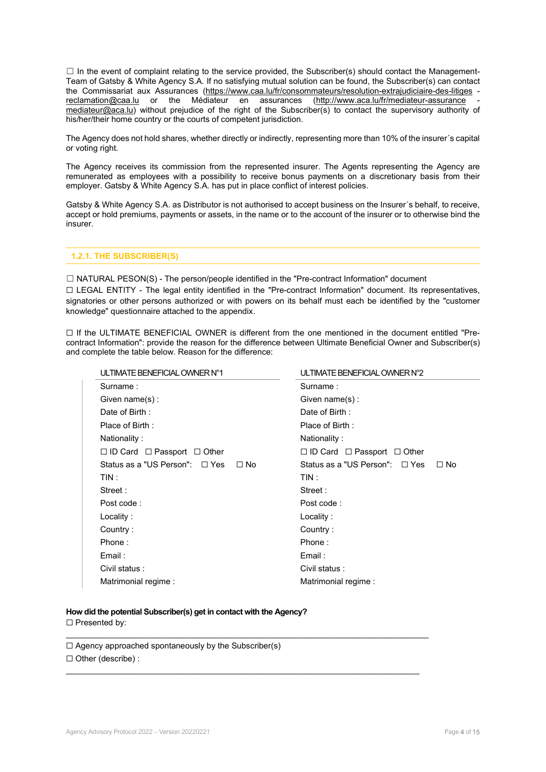☐ In the event of complaint relating to the service provided, the Subscriber(s) should contact the Management-Team of Gatsby & White Agency S.A. If no satisfying mutual solution can be found, the Subscriber(s) can contact the Commissariat aux Assurances (https://www.caa.lu/fr/consommateurs/resolution-extrajudiciaire-des-litiges - reclamation@caa.lu or the Médiateur en assurances (http://www.aca.lu/fr/mediateur-assurance - mediateur@aca.lu) without prejudice of the right of the Subscriber(s) to contact the supervisory authority of his/her/their home country or the courts of competent jurisdiction.

The Agency does not hold shares, whether directly or indirectly, representing more than 10% of the insurer´s capital or voting right.

The Agency receives its commission from the represented insurer. The Agents representing the Agency are remunerated as employees with a possibility to receive bonus payments on a discretionary basis from their employer. Gatsby & White Agency S.A. has put in place conflict of interest policies.

Gatsby & White Agency S.A. as Distributor is not authorised to accept business on the Insurer´s behalf, to receive, accept or hold premiums, payments or assets, in the name or to the account of the insurer or to otherwise bind the insurer.

### 1.2.1. THE SUBSCRIBER(S)

☐ NATURAL PESON(S) - The person/people identified in the "Pre-contract Information" document
☐ LEGAL ENTITY - The legal entity identified in the "Pre-contract Information" document. Its representatives, signatories or other persons authorized or with powers on its behalf must each be identified by the "customer knowledge" questionnaire attached to the appendix.

☐ If the ULTIMATE BENEFICIAL OWNER is different from the one mentioned in the document entitled "Pre-contract Information": provide the reason for the difference between Ultimate Beneficial Owner and Subscriber(s) and complete the table below. Reason for the difference:

| ULTIMATE BENEFICIAL OWNER N°1 | ULTIMATE BENEFICIAL OWNER N°2 |
|---|---|
| Surname : | Surname : |
| Given name(s) : | Given name(s) : |
| Date of Birth : | Date of Birth : |
| Place of Birth : | Place of Birth : |
| Nationality : | Nationality : |
| ☐ ID Card ☐ Passport ☐ Other | ☐ ID Card ☐ Passport ☐ Other |
| Status as a "US Person": ☐ Yes ☐ No | Status as a "US Person": ☐ Yes ☐ No |
| TIN : | TIN : |
| Street : | Street : |
| Post code : | Post code : |
| Locality : | Locality : |
| Country : | Country : |
| Phone : | Phone : |
| Email : | Email : |
| Civil status : | Civil status : |
| Matrimonial regime : | Matrimonial regime : |

**How did the potential Subscriber(s) get in contact with the Agency?**

☐ Presented by:

_____________________________________________________________________________

☐ Agency approached spontaneously by the Subscriber(s)

☐ Other (describe) :

_____________________________________________________________________________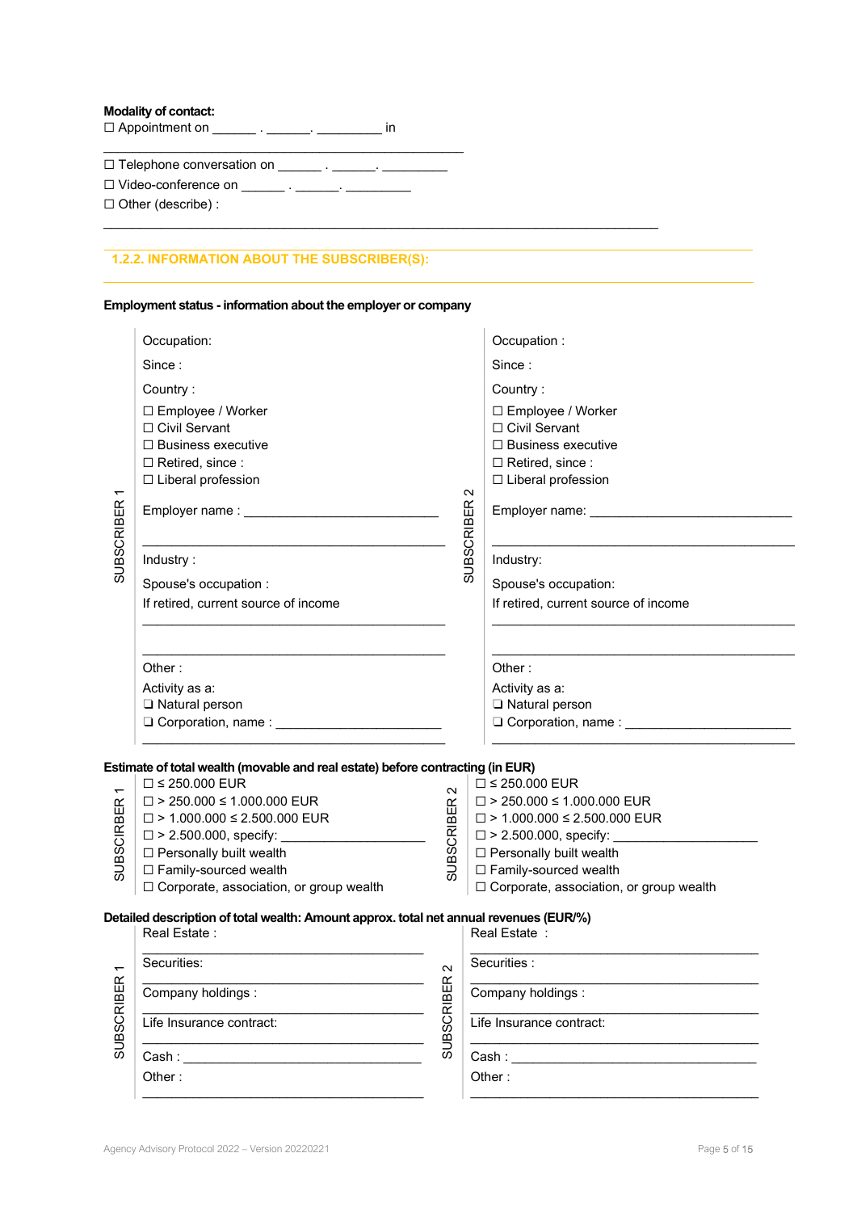**Modality of contact:**

☐ Appointment on ______ . ______. _________ in

_______________________________________________

☐ Telephone conversation on ______ . ______. _________

☐ Video-conference on ______ . ______. _________

☐ Other (describe) :

_________________________________________________________________________

### 1.2.2. INFORMATION ABOUT THE SUBSCRIBER(S):

**Employment status - information about the employer or company**

| | SUBSCRIBER 1 | SUBSCRIBER 2 |
|---|---|---|
| Occupation | Occupation: | Occupation : |
| Since | Since : | Since : |
| Country | Country : | Country : |
| Status | ☐ Employee / Worker<br>☐ Civil Servant<br>☐ Business executive<br>☐ Retired, since :<br>☐ Liberal profession | ☐ Employee / Worker<br>☐ Civil Servant<br>☐ Business executive<br>☐ Retired, since :<br>☐ Liberal profession |
| Employer | Employer name : ___________________________<br>_______________________________________ | Employer name: ___________________________<br>_______________________________________ |
| Industry | Industry : | Industry: |
| Spouse | Spouse's occupation : | Spouse's occupation: |
| Retirement income | If retired, current source of income<br>_______________________________________<br>_______________________________________ | If retired, current source of income<br>_______________________________________<br>_______________________________________ |
| Other | Other : | Other : |
| Activity | Activity as a:<br>❑ Natural person<br>❑ Corporation, name : _______________________<br>_______________________________________ | Activity as a:<br>❑ Natural person<br>❑ Corporation, name : _______________________<br>_______________________________________ |

**Estimate of total wealth (movable and real estate) before contracting (in EUR)**

| SUBSCRIBER 1 | SUBSCRIBER 2 |
|---|---|
| ☐ ≤ 250.000 EUR | ☐ ≤ 250.000 EUR |
| ☐ > 250.000 ≤ 1.000.000 EUR | ☐ > 250.000 ≤ 1.000.000 EUR |
| ☐ > 1.000.000 ≤ 2.500.000 EUR | ☐ > 1.000.000 ≤ 2.500.000 EUR |
| ☐ > 2.500.000, specify: ____________________ | ☐ > 2.500.000, specify: ____________________ |
| ☐ Personally built wealth | ☐ Personally built wealth |
| ☐ Family-sourced wealth | ☐ Family-sourced wealth |
| ☐ Corporate, association, or group wealth | ☐ Corporate, association, or group wealth |

**Detailed description of total wealth: Amount approx. total net annual revenues (EUR/%)**

| SUBSCRIBER 1 | SUBSCRIBER 2 |
|---|---|
| Real Estate : _______________________________ | Real Estate : _______________________________ |
| Securities: _______________________________ | Securities : _______________________________ |
| Company holdings : _______________________________ | Company holdings : _______________________________ |
| Life Insurance contract: _______________________________ | Life Insurance contract: _______________________________ |
| Cash : _______________________________ | Cash : _______________________________ |
| Other : _______________________________ | Other : _______________________________ |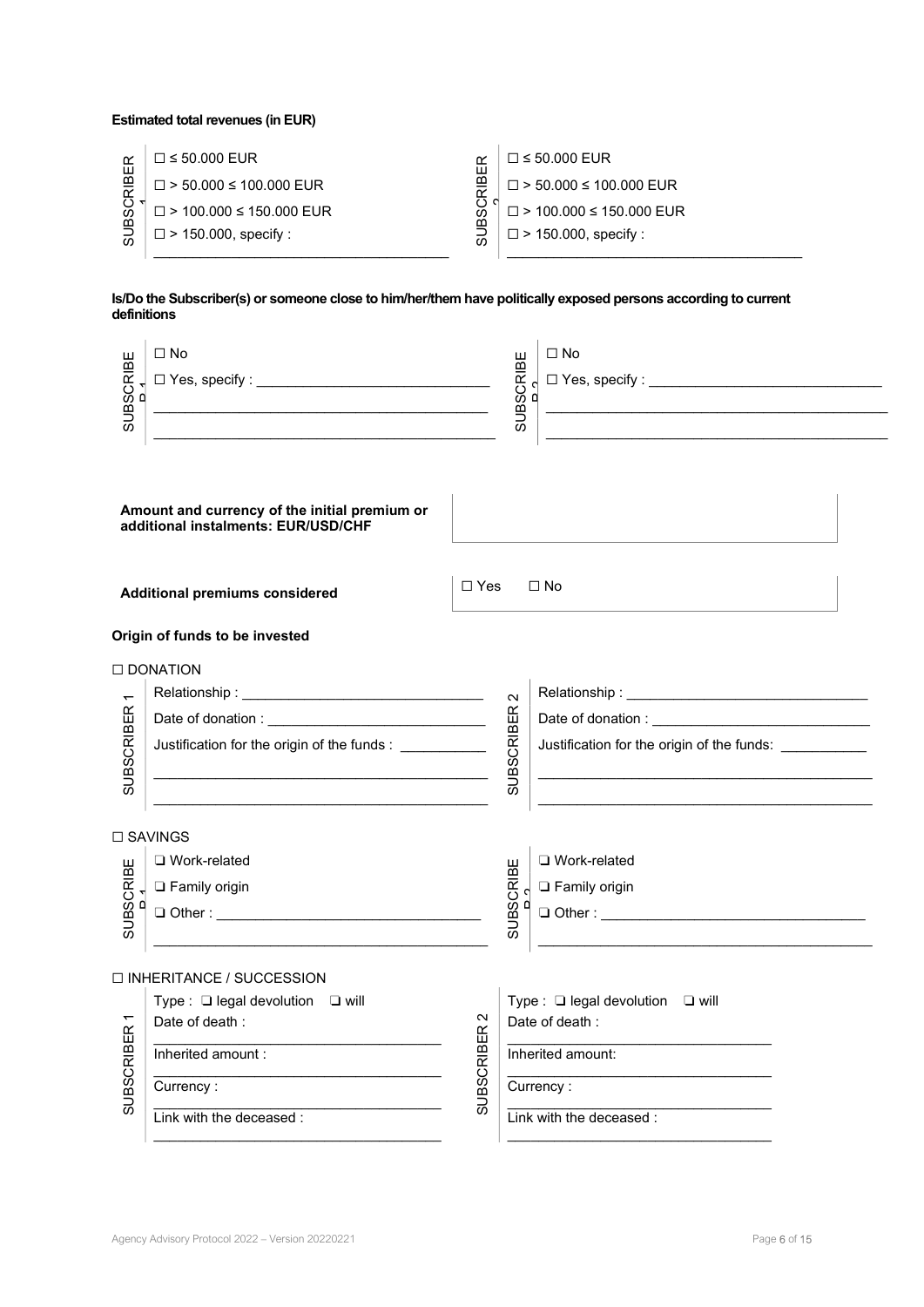**Estimated total revenues (in EUR)**

| | SUBSCRIBER 1 | SUBSCRIBER 2 |
|---|---|---|
| | ☐ ≤ 50.000 EUR | ☐ ≤ 50.000 EUR |
| | ☐ > 50.000 ≤ 100.000 EUR | ☐ > 50.000 ≤ 100.000 EUR |
| | ☐ > 100.000 ≤ 150.000 EUR | ☐ > 100.000 ≤ 150.000 EUR |
| | ☐ > 150.000, specify : ______________________ | ☐ > 150.000, specify : ______________________ |

**Is/Do the Subscriber(s) or someone close to him/her/them have politically exposed persons according to current definitions**

| SUBSCRIBER 1 | SUBSCRIBER 2 |
|---|---|
| ☐ No | ☐ No |
| ☐ Yes, specify : ______________________ | ☐ Yes, specify : ______________________ |
| ______________________ | ______________________ |
| ______________________ | ______________________ |

| **Amount and currency of the initial premium or additional instalments: EUR/USD/CHF** | |
|---|---|
| **Additional premiums considered** | ☐ Yes ☐ No |

**Origin of funds to be invested**

☐ DONATION

| SUBSCRIBER 1 | SUBSCRIBER 2 |
|---|---|
| Relationship : ______________________ | Relationship : ______________________ |
| Date of donation : ______________________ | Date of donation : ______________________ |
| Justification for the origin of the funds : __________ | Justification for the origin of the funds: __________ |
| ______________________ | ______________________ |
| ______________________ | ______________________ |

☐ SAVINGS

| SUBSCRIBER 1 | SUBSCRIBER 2 |
|---|---|
| ❑ Work-related | ❑ Work-related |
| ❑ Family origin | ❑ Family origin |
| ❑ Other : ______________________ | ❑ Other : ______________________ |
| ______________________ | ______________________ |

☐ INHERITANCE / SUCCESSION

| SUBSCRIBER 1 | SUBSCRIBER 2 |
|---|---|
| Type : ❑ legal devolution ❑ will | Type : ❑ legal devolution ❑ will |
| Date of death : ______________________ | Date of death : ______________________ |
| Inherited amount : ______________________ | Inherited amount: ______________________ |
| Currency : ______________________ | Currency : ______________________ |
| Link with the deceased : ______________________ | Link with the deceased : ______________________ |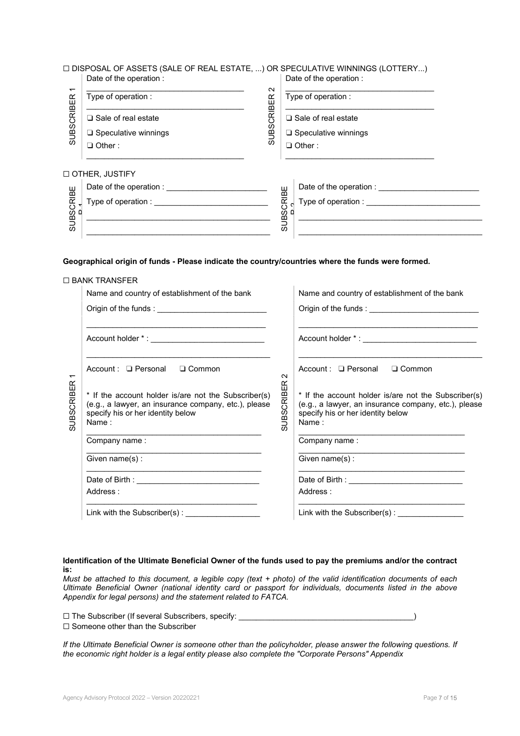☐ DISPOSAL OF ASSETS (SALE OF REAL ESTATE, ...) OR SPECULATIVE WINNINGS (LOTTERY...)

| SUBSCRIBER 1 | SUBSCRIBER 2 |
|---|---|
| Date of the operation : ___________ | Date of the operation : ___________ |
| Type of operation : ___________ | Type of operation : ___________ |
| ❑ Sale of real estate | ❑ Sale of real estate |
| ❑ Speculative winnings | ❑ Speculative winnings |
| ❑ Other : ___________ | ❑ Other : ___________ |

☐ OTHER, JUSTIFY

| SUBSCRIBER 1 | SUBSCRIBER 2 |
|---|---|
| Date of the operation : ___________ | Date of the operation : ___________ |
| Type of operation : ___________ | Type of operation : ___________ |
| ___________ | ___________ |
| ___________ | ___________ |

**Geographical origin of funds - Please indicate the country/countries where the funds were formed.**

☐ BANK TRANSFER

| SUBSCRIBER 1 | SUBSCRIBER 2 |
|---|---|
| Name and country of establishment of the bank | Name and country of establishment of the bank |
| Origin of the funds : ___________ | Origin of the funds : ___________ |
| ___________ | ___________ |
| Account holder * : ___________ | Account holder * : ___________ |
| ___________ | ___________ |
| Account : ❑ Personal ❑ Common | Account : ❑ Personal ❑ Common |
| * If the account holder is/are not the Subscriber(s) (e.g., a lawyer, an insurance company, etc.), please specify his or her identity below | * If the account holder is/are not the Subscriber(s) (e.g., a lawyer, an insurance company, etc.), please specify his or her identity below |
| Name : ___________ | Name : ___________ |
| Company name : ___________ | Company name : ___________ |
| Given name(s) : ___________ | Given name(s) : ___________ |
| Date of Birth : ___________ | Date of Birth : ___________ |
| Address : ___________ | Address : ___________ |
| Link with the Subscriber(s) : ___________ | Link with the Subscriber(s) : ___________ |

**Identification of the Ultimate Beneficial Owner of the funds used to pay the premiums and/or the contract is:**

*Must be attached to this document, a legible copy (text + photo) of the valid identification documents of each Ultimate Beneficial Owner (national identity card or passport for individuals, documents listed in the above Appendix for legal persons) and the statement related to FATCA.*

☐ The Subscriber (If several Subscribers, specify: ___________________________________________)

☐ Someone other than the Subscriber

*If the Ultimate Beneficial Owner is someone other than the policyholder, please answer the following questions. If the economic right holder is a legal entity please also complete the "Corporate Persons" Appendix*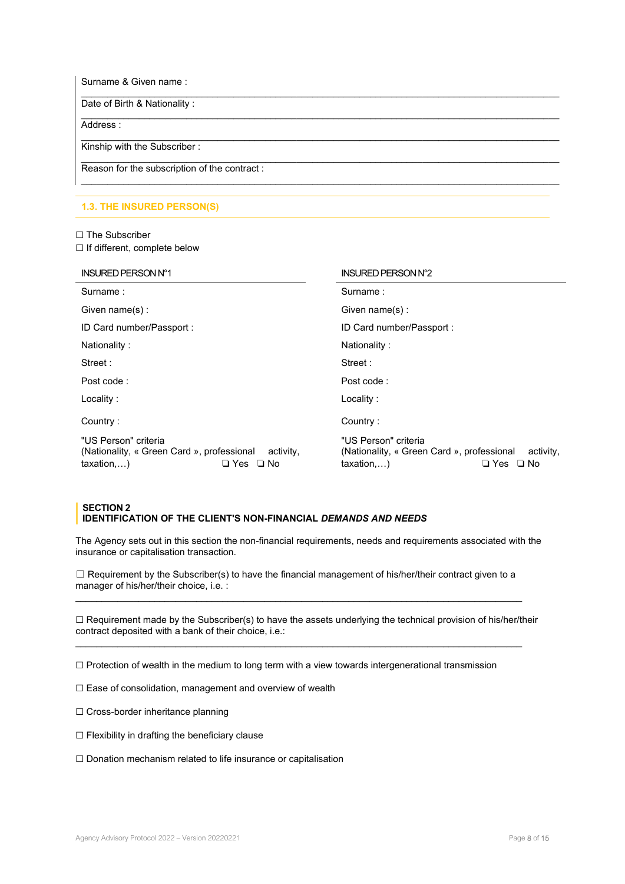Surname & Given name :

Date of Birth & Nationality :

Address :

Kinship with the Subscriber :

Reason for the subscription of the contract :

### 1.3. THE INSURED PERSON(S)

☐ The Subscriber
☐ If different, complete below

| INSURED PERSON N°1 | INSURED PERSON N°2 |
|---|---|
| Surname : | Surname : |
| Given name(s) : | Given name(s) : |
| ID Card number/Passport : | ID Card number/Passport : |
| Nationality : | Nationality : |
| Street : | Street : |
| Post code : | Post code : |
| Locality : | Locality : |
| Country : | Country : |
| "US Person" criteria (Nationality, « Green Card », professional activity, taxation,…) ❑ Yes ❑ No | "US Person" criteria (Nationality, « Green Card », professional activity, taxation,…) ❑ Yes ❑ No |

## SECTION 2
## IDENTIFICATION OF THE CLIENT'S NON-FINANCIAL *DEMANDS AND NEEDS*

The Agency sets out in this section the non-financial requirements, needs and requirements associated with the insurance or capitalisation transaction.

☐ Requirement by the Subscriber(s) to have the financial management of his/her/their contract given to a manager of his/her/their choice, i.e. :

☐ Requirement made by the Subscriber(s) to have the assets underlying the technical provision of his/her/their contract deposited with a bank of their choice, i.e.:

☐ Protection of wealth in the medium to long term with a view towards intergenerational transmission

☐ Ease of consolidation, management and overview of wealth

☐ Cross-border inheritance planning

☐ Flexibility in drafting the beneficiary clause

☐ Donation mechanism related to life insurance or capitalisation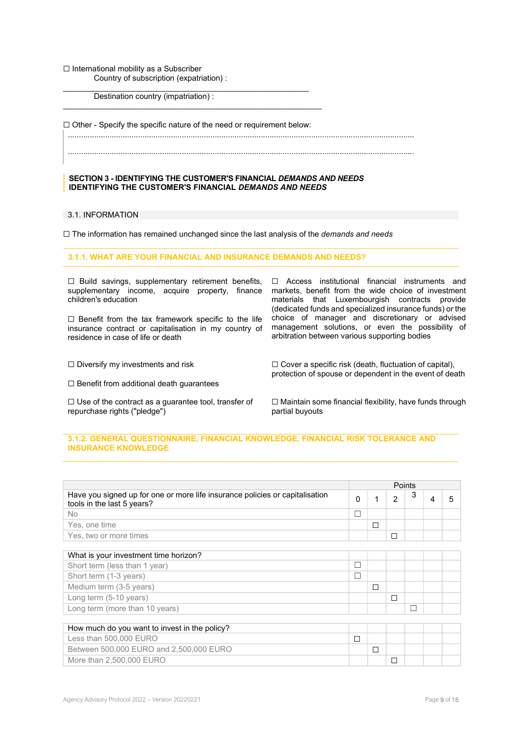☐ International mobility as a Subscriber

Country of subscription (expatriation) :

\_\_\_\_\_\_\_\_\_\_\_\_\_\_\_\_\_\_\_\_\_\_\_\_\_\_\_\_\_\_\_\_\_\_\_\_\_\_\_\_\_\_\_\_\_\_\_\_\_\_\_\_\_\_\_\_

Destination country (impatriation) :

\_\_\_\_\_\_\_\_\_\_\_\_\_\_\_\_\_\_\_\_\_\_\_\_\_\_\_\_\_\_\_\_\_\_\_\_\_\_\_\_\_\_\_\_\_\_\_\_\_\_\_\_\_\_\_\_

☐ Other - Specify the specific nature of the need or requirement below:

.............................................................................................................................................................

.............................................................................................................................................................

## SECTION 3 - IDENTIFYING THE CUSTOMER'S FINANCIAL *DEMANDS AND NEEDS*
## IDENTIFYING THE CUSTOMER'S FINANCIAL *DEMANDS AND NEEDS*

### 3.1. INFORMATION

☐ The information has remained unchanged since the last analysis of the *demands and needs*

#### 3.1.1. WHAT ARE YOUR FINANCIAL AND INSURANCE DEMANDS AND NEEDS?

☐ Build savings, supplementary retirement benefits, supplementary income, acquire property, finance children's education

☐ Benefit from the tax framework specific to the life insurance contract or capitalisation in my country of residence in case of life or death

☐ Access institutional financial instruments and markets, benefit from the wide choice of investment materials that Luxembourgish contracts provide (dedicated funds and specialized insurance funds) or the choice of manager and discretionary or advised management solutions, or even the possibility of arbitration between various supporting bodies

☐ Diversify my investments and risk

☐ Benefit from additional death guarantees

☐ Use of the contract as a guarantee tool, transfer of repurchase rights ("pledge")

☐ Cover a specific risk (death, fluctuation of capital), protection of spouse or dependent in the event of death

☐ Maintain some financial flexibility, have funds through partial buyouts

#### 3.1.2. GENERAL QUESTIONNAIRE, FINANCIAL KNOWLEDGE, FINANCIAL RISK TOLERANCE AND INSURANCE KNOWLEDGE

| | Points | | | | | |
|---|---|---|---|---|---|---|
| Have you signed up for one or more life insurance policies or capitalisation tools in the last 5 years? | 0 | 1 | 2 | 3 | 4 | 5 |
| No | ☐ | | | | | |
| Yes, one time | | ☐ | | | | |
| Yes, two or more times | | | ☐ | | | |

| What is your investment time horizon? | | | | | | |
|---|---|---|---|---|---|---|
| Short term (less than 1 year) | ☐ | | | | | |
| Short term (1-3 years) | ☐ | | | | | |
| Medium term (3-5 years) | | ☐ | | | | |
| Long term (5-10 years) | | | ☐ | | | |
| Long term (more than 10 years) | | | | ☐ | | |

| How much do you want to invest in the policy? | | | | | | |
|---|---|---|---|---|---|---|
| Less than 500,000 EURO | ☐ | | | | | |
| Between 500,000 EURO and 2,500,000 EURO | | ☐ | | | | |
| More than 2,500,000 EURO | | | ☐ | | | |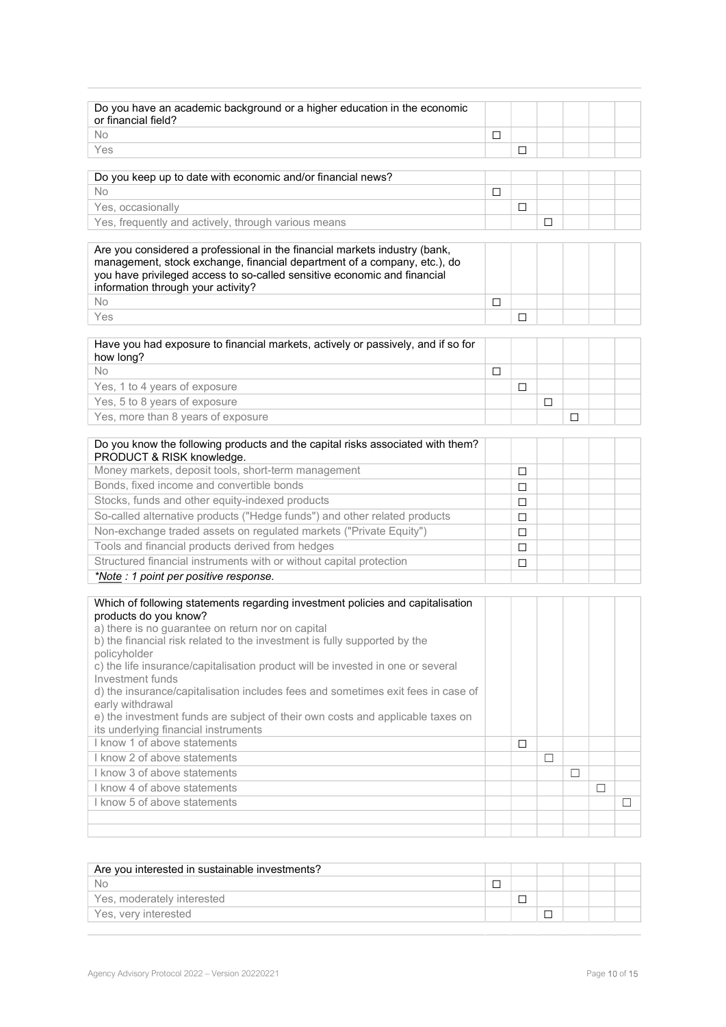| Do you have an academic background or a higher education in the economic or financial field? | | | | | | |
|---|---|---|---|---|---|---|
| No | ☐ | | | | | |
| Yes | | ☐ | | | | |

| Do you keep up to date with economic and/or financial news? | | | | | | |
|---|---|---|---|---|---|---|
| No | ☐ | | | | | |
| Yes, occasionally | | ☐ | | | | |
| Yes, frequently and actively, through various means | | | ☐ | | | |

| Are you considered a professional in the financial markets industry (bank, management, stock exchange, financial department of a company, etc.), do you have privileged access to so-called sensitive economic and financial information through your activity? | | | | | | |
|---|---|---|---|---|---|---|
| No | ☐ | | | | | |
| Yes | | ☐ | | | | |

| Have you had exposure to financial markets, actively or passively, and if so for how long? | | | | | | |
|---|---|---|---|---|---|---|
| No | ☐ | | | | | |
| Yes, 1 to 4 years of exposure | | ☐ | | | | |
| Yes, 5 to 8 years of exposure | | | ☐ | | | |
| Yes, more than 8 years of exposure | | | | ☐ | | |

| Do you know the following products and the capital risks associated with them? PRODUCT & RISK knowledge. | | | | | | |
|---|---|---|---|---|---|---|
| Money markets, deposit tools, short-term management | | ☐ | | | | |
| Bonds, fixed income and convertible bonds | | ☐ | | | | |
| Stocks, funds and other equity-indexed products | | ☐ | | | | |
| So-called alternative products ("Hedge funds") and other related products | | ☐ | | | | |
| Non-exchange traded assets on regulated markets ("Private Equity") | | ☐ | | | | |
| Tools and financial products derived from hedges | | ☐ | | | | |
| Structured financial instruments with or without capital protection | | ☐ | | | | |
| *<u>Note</u> : 1 point per positive response.* | | | | | | |

| Which of following statements regarding investment policies and capitalisation products do you know?<br>a) there is no guarantee on return nor on capital<br>b) the financial risk related to the investment is fully supported by the policyholder<br>c) the life insurance/capitalisation product will be invested in one or several Investment funds<br>d) the insurance/capitalisation includes fees and sometimes exit fees in case of early withdrawal<br>e) the investment funds are subject of their own costs and applicable taxes on its underlying financial instruments | | | | | | |
|---|---|---|---|---|---|---|
| I know 1 of above statements | | ☐ | | | | |
| I know 2 of above statements | | | ☐ | | | |
| I know 3 of above statements | | | | ☐ | | |
| I know 4 of above statements | | | | | ☐ | |
| I know 5 of above statements | | | | | | ☐ |
| | | | | | | |
| | | | | | | |

| Are you interested in sustainable investments? | | | | | | |
|---|---|---|---|---|---|---|
| No | ☐ | | | | | |
| Yes, moderately interested | | ☐ | | | | |
| Yes, very interested | | | ☐ | | | |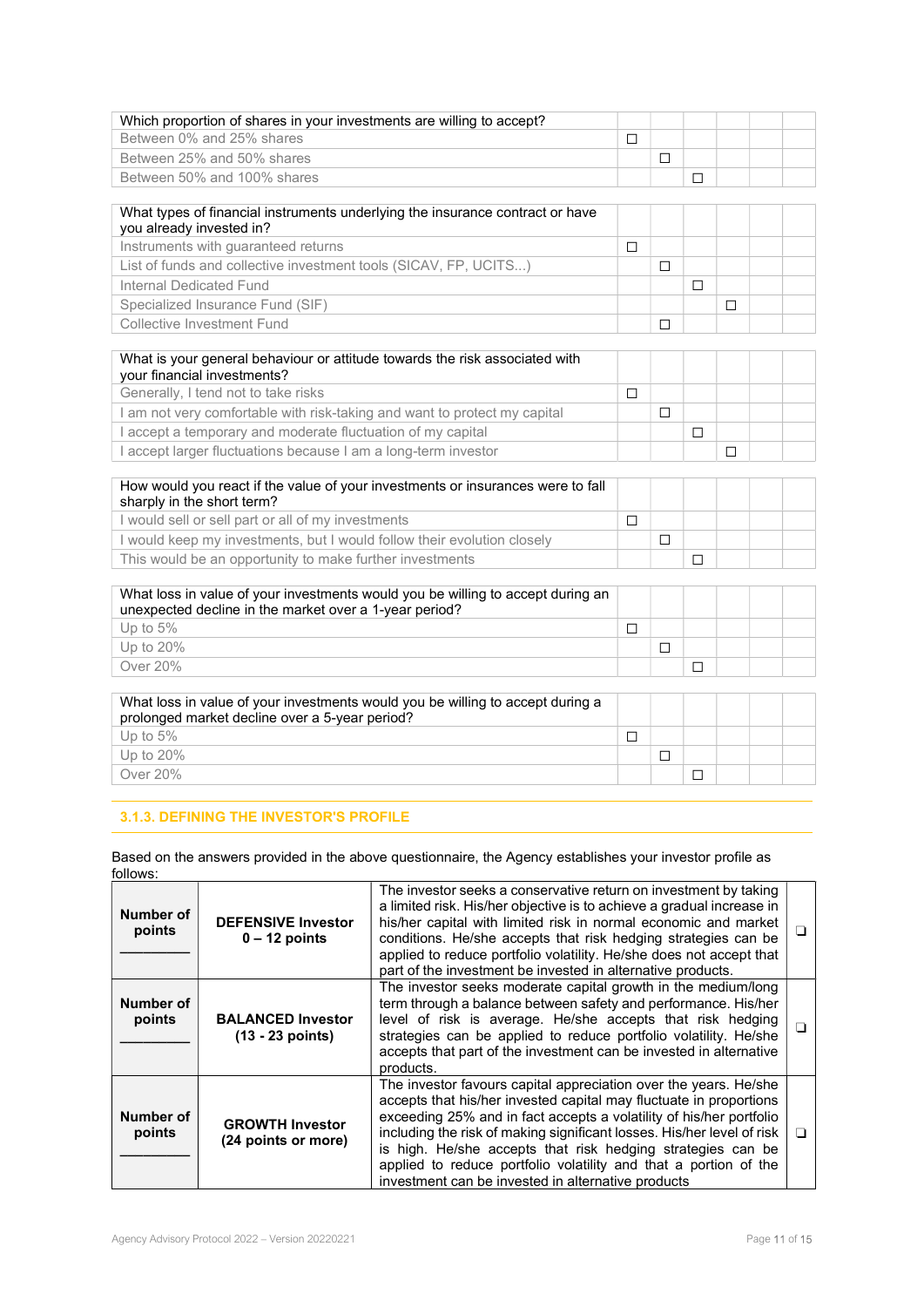| Which proportion of shares in your investments are willing to accept? | | | | | |
|---|---|---|---|---|---|
| Between 0% and 25% shares | ☐ | | | | |
| Between 25% and 50% shares | | ☐ | | | |
| Between 50% and 100% shares | | | ☐ | | |

| What types of financial instruments underlying the insurance contract or have you already invested in? | | | | | |
|---|---|---|---|---|---|
| Instruments with guaranteed returns | ☐ | | | | |
| List of funds and collective investment tools (SICAV, FP, UCITS...) | | ☐ | | | |
| Internal Dedicated Fund | | | ☐ | | |
| Specialized Insurance Fund (SIF) | | | | ☐ | |
| Collective Investment Fund | | ☐ | | | |

| What is your general behaviour or attitude towards the risk associated with your financial investments? | | | | | |
|---|---|---|---|---|---|
| Generally, I tend not to take risks | ☐ | | | | |
| I am not very comfortable with risk-taking and want to protect my capital | | ☐ | | | |
| I accept a temporary and moderate fluctuation of my capital | | | ☐ | | |
| I accept larger fluctuations because I am a long-term investor | | | | ☐ | |

| How would you react if the value of your investments or insurances were to fall sharply in the short term? | | | | | |
|---|---|---|---|---|---|
| I would sell or sell part or all of my investments | ☐ | | | | |
| I would keep my investments, but I would follow their evolution closely | | ☐ | | | |
| This would be an opportunity to make further investments | | | ☐ | | |

| What loss in value of your investments would you be willing to accept during an unexpected decline in the market over a 1-year period? | | | | | |
|---|---|---|---|---|---|
| Up to 5% | ☐ | | | | |
| Up to 20% | | ☐ | | | |
| Over 20% | | | ☐ | | |

| What loss in value of your investments would you be willing to accept during a prolonged market decline over a 5-year period? | | | | | |
|---|---|---|---|---|---|
| Up to 5% | ☐ | | | | |
| Up to 20% | | ☐ | | | |
| Over 20% | | | ☐ | | |

### 3.1.3. DEFINING THE INVESTOR'S PROFILE

Based on the answers provided in the above questionnaire, the Agency establishes your investor profile as follows:

| | | | |
|---|---|---|---|
| **Number of points** ________ | **DEFENSIVE Investor 0 – 12 points** | The investor seeks a conservative return on investment by taking a limited risk. His/her objective is to achieve a gradual increase in his/her capital with limited risk in normal economic and market conditions. He/she accepts that risk hedging strategies can be applied to reduce portfolio volatility. He/she does not accept that part of the investment be invested in alternative products. | ❑ |
| **Number of points** ________ | **BALANCED Investor (13 - 23 points)** | The investor seeks moderate capital growth in the medium/long term through a balance between safety and performance. His/her level of risk is average. He/she accepts that risk hedging strategies can be applied to reduce portfolio volatility. He/she accepts that part of the investment can be invested in alternative products. | ❑ |
| **Number of points** ________ | **GROWTH Investor (24 points or more)** | The investor favours capital appreciation over the years. He/she accepts that his/her invested capital may fluctuate in proportions exceeding 25% and in fact accepts a volatility of his/her portfolio including the risk of making significant losses. His/her level of risk is high. He/she accepts that risk hedging strategies can be applied to reduce portfolio volatility and that a portion of the investment can be invested in alternative products | ❑ |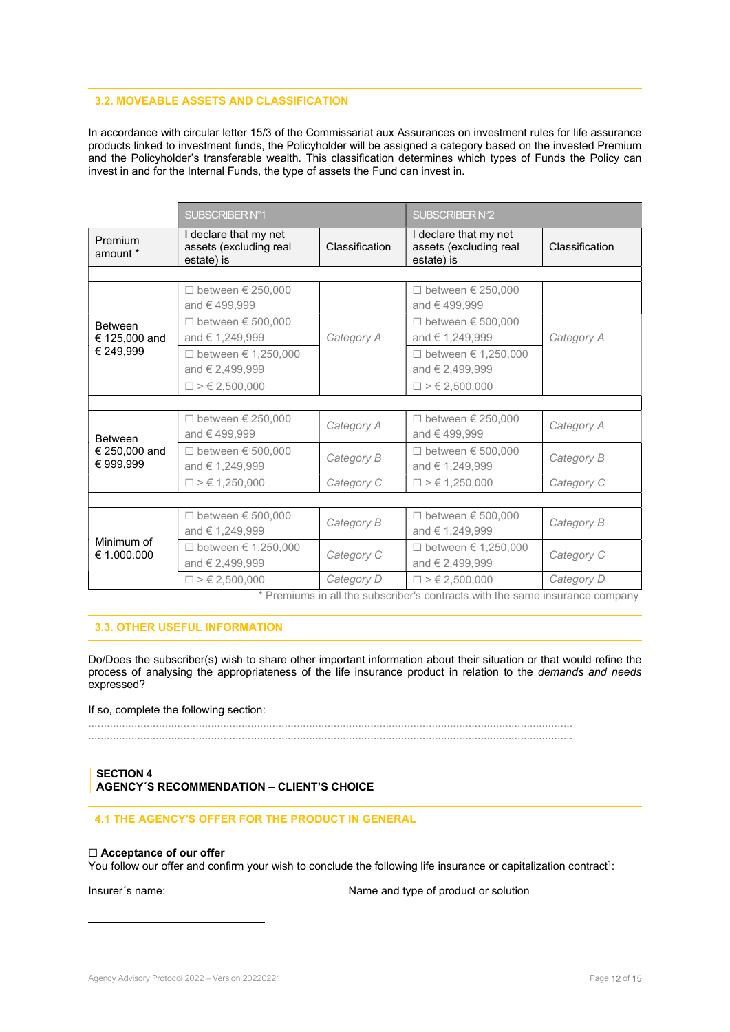### 3.2. MOVEABLE ASSETS AND CLASSIFICATION

In accordance with circular letter 15/3 of the Commissariat aux Assurances on investment rules for life assurance products linked to investment funds, the Policyholder will be assigned a category based on the invested Premium and the Policyholder's transferable wealth. This classification determines which types of Funds the Policy can invest in and for the Internal Funds, the type of assets the Fund can invest in.

| | SUBSCRIBER N°1 | | SUBSCRIBER N°2 | |
|---|---|---|---|---|
| Premium amount * | I declare that my net assets (excluding real estate) is | Classification | I declare that my net assets (excluding real estate) is | Classification |
| Between € 125,000 and € 249,999 | ☐ between € 250,000 and € 499,999 | *Category A* | ☐ between € 250,000 and € 499,999 | *Category A* |
| | ☐ between € 500,000 and € 1,249,999 | | ☐ between € 500,000 and € 1,249,999 | |
| | ☐ between € 1,250,000 and € 2,499,999 | | ☐ between € 1,250,000 and € 2,499,999 | |
| | ☐ > € 2,500,000 | | ☐ > € 2,500,000 | |
| Between € 250,000 and € 999,999 | ☐ between € 250,000 and € 499,999 | *Category A* | ☐ between € 250,000 and € 499,999 | *Category A* |
| | ☐ between € 500,000 and € 1,249,999 | *Category B* | ☐ between € 500,000 and € 1,249,999 | *Category B* |
| | ☐ > € 1,250,000 | *Category C* | ☐ > € 1,250,000 | *Category C* |
| Minimum of € 1.000.000 | ☐ between € 500,000 and € 1,249,999 | *Category B* | ☐ between € 500,000 and € 1,249,999 | *Category B* |
| | ☐ between € 1,250,000 and € 2,499,999 | *Category C* | ☐ between € 1,250,000 and € 2,499,999 | *Category C* |
| | ☐ > € 2,500,000 | *Category D* | ☐ > € 2,500,000 | *Category D* |

\* Premiums in all the subscriber's contracts with the same insurance company

### 3.3. OTHER USEFUL INFORMATION

Do/Does the subscriber(s) wish to share other important information about their situation or that would refine the process of analysing the appropriateness of the life insurance product in relation to the *demands and needs* expressed?

If so, complete the following section:

.................................................................................................................................................................
.................................................................................................................................................................

## SECTION 4
## AGENCY´S RECOMMENDATION – CLIENT'S CHOICE

### 4.1 THE AGENCY'S OFFER FOR THE PRODUCT IN GENERAL

☐ **Acceptance of our offer**
You follow our offer and confirm your wish to conclude the following life insurance or capitalization contract[1]:

Insurer´s name: Name and type of product or solution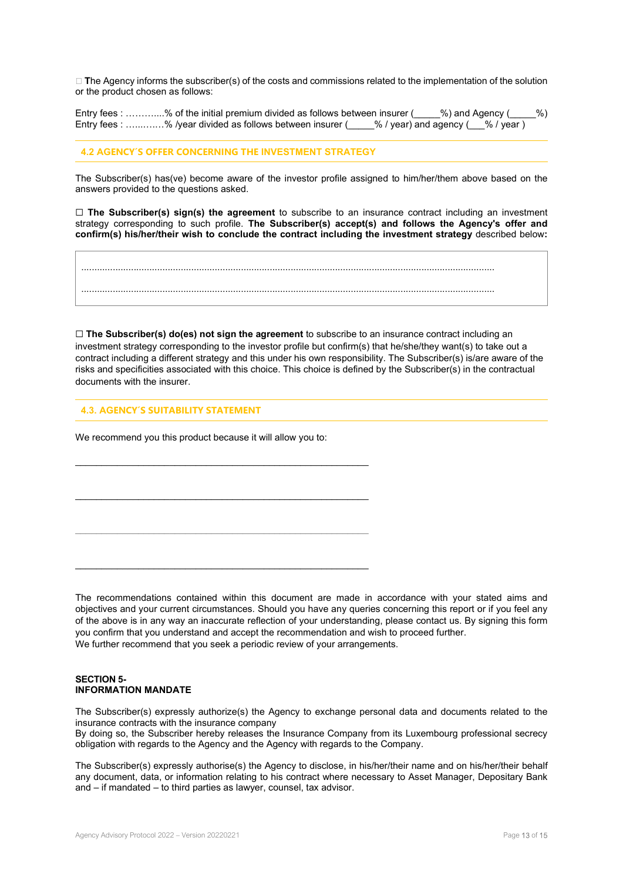☐ **T**he Agency informs the subscriber(s) of the costs and commissions related to the implementation of the solution or the product chosen as follows:

Entry fees : ………...% of the initial premium divided as follows between insurer (_____%) and Agency (_____%)
Entry fees : …...……% /year divided as follows between insurer (_____% / year) and agency (___% / year )

### 4.2 AGENCY´S OFFER CONCERNING THE INVESTMENT STRATEGY

The Subscriber(s) has(ve) become aware of the investor profile assigned to him/her/them above based on the answers provided to the questions asked.

☐ **The Subscriber(s) sign(s) the agreement** to subscribe to an insurance contract including an investment strategy corresponding to such profile. **The Subscriber(s) accept(s) and follows the Agency's offer and confirm(s) his/her/their wish to conclude the contract including the investment strategy** described below**:**

............................................................................................................................................................

............................................................................................................................................................

☐ **The Subscriber(s) do(es) not sign the agreement** to subscribe to an insurance contract including an investment strategy corresponding to the investor profile but confirm(s) that he/she/they want(s) to take out a contract including a different strategy and this under his own responsibility. The Subscriber(s) is/are aware of the risks and specificities associated with this choice. This choice is defined by the Subscriber(s) in the contractual documents with the insurer.

### 4.3. AGENCY´S SUITABILITY STATEMENT

We recommend you this product because it will allow you to:

___________________________________________________________

___________________________________________________________

___________________________________________________________

___________________________________________________________

The recommendations contained within this document are made in accordance with your stated aims and objectives and your current circumstances. Should you have any queries concerning this report or if you feel any of the above is in any way an inaccurate reflection of your understanding, please contact us. By signing this form you confirm that you understand and accept the recommendation and wish to proceed further.
We further recommend that you seek a periodic review of your arrangements.

## SECTION 5-
## INFORMATION MANDATE

The Subscriber(s) expressly authorize(s) the Agency to exchange personal data and documents related to the insurance contracts with the insurance company
By doing so, the Subscriber hereby releases the Insurance Company from its Luxembourg professional secrecy obligation with regards to the Agency and the Agency with regards to the Company.

The Subscriber(s) expressly authorise(s) the Agency to disclose, in his/her/their name and on his/her/their behalf any document, data, or information relating to his contract where necessary to Asset Manager, Depositary Bank and – if mandated – to third parties as lawyer, counsel, tax advisor.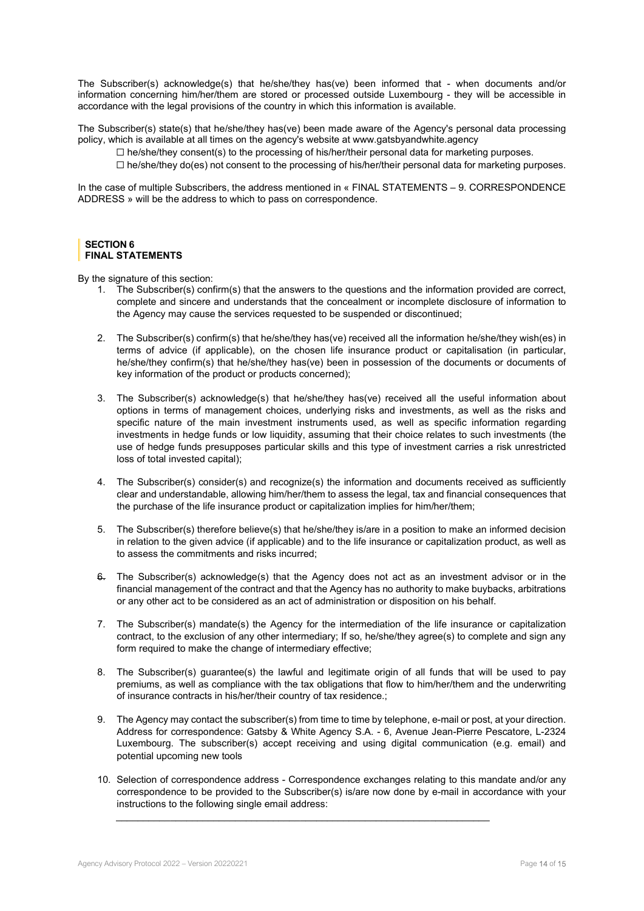The Subscriber(s) acknowledge(s) that he/she/they has(ve) been informed that - when documents and/or information concerning him/her/them are stored or processed outside Luxembourg - they will be accessible in accordance with the legal provisions of the country in which this information is available.

The Subscriber(s) state(s) that he/she/they has(ve) been made aware of the Agency's personal data processing policy, which is available at all times on the agency's website at www.gatsbyandwhite.agency

☐ he/she/they consent(s) to the processing of his/her/their personal data for marketing purposes.

☐ he/she/they do(es) not consent to the processing of his/her/their personal data for marketing purposes.

In the case of multiple Subscribers, the address mentioned in « FINAL STATEMENTS – 9. CORRESPONDENCE ADDRESS » will be the address to which to pass on correspondence.

## SECTION 6
## FINAL STATEMENTS

By the signature of this section:

1. The Subscriber(s) confirm(s) that the answers to the questions and the information provided are correct, complete and sincere and understands that the concealment or incomplete disclosure of information to the Agency may cause the services requested to be suspended or discontinued;

2. The Subscriber(s) confirm(s) that he/she/they has(ve) received all the information he/she/they wish(es) in terms of advice (if applicable), on the chosen life insurance product or capitalisation (in particular, he/she/they confirm(s) that he/she/they has(ve) been in possession of the documents or documents of key information of the product or products concerned);

3. The Subscriber(s) acknowledge(s) that he/she/they has(ve) received all the useful information about options in terms of management choices, underlying risks and investments, as well as the risks and specific nature of the main investment instruments used, as well as specific information regarding investments in hedge funds or low liquidity, assuming that their choice relates to such investments (the use of hedge funds presupposes particular skills and this type of investment carries a risk unrestricted loss of total invested capital);

4. The Subscriber(s) consider(s) and recognize(s) the information and documents received as sufficiently clear and understandable, allowing him/her/them to assess the legal, tax and financial consequences that the purchase of the life insurance product or capitalization implies for him/her/them;

5. The Subscriber(s) therefore believe(s) that he/she/they is/are in a position to make an informed decision in relation to the given advice (if applicable) and to the life insurance or capitalization product, as well as to assess the commitments and risks incurred;

6. The Subscriber(s) acknowledge(s) that the Agency does not act as an investment advisor or in the financial management of the contract and that the Agency has no authority to make buybacks, arbitrations or any other act to be considered as an act of administration or disposition on his behalf.

7. The Subscriber(s) mandate(s) the Agency for the intermediation of the life insurance or capitalization contract, to the exclusion of any other intermediary; If so, he/she/they agree(s) to complete and sign any form required to make the change of intermediary effective;

8. The Subscriber(s) guarantee(s) the lawful and legitimate origin of all funds that will be used to pay premiums, as well as compliance with the tax obligations that flow to him/her/them and the underwriting of insurance contracts in his/her/their country of tax residence.;

9. The Agency may contact the subscriber(s) from time to time by telephone, e-mail or post, at your direction. Address for correspondence: Gatsby & White Agency S.A. - 6, Avenue Jean-Pierre Pescatore, L-2324 Luxembourg. The subscriber(s) accept receiving and using digital communication (e.g. email) and potential upcoming new tools

10. Selection of correspondence address - Correspondence exchanges relating to this mandate and/or any correspondence to be provided to the Subscriber(s) is/are now done by e-mail in accordance with your instructions to the following single email address:

    ________________________________________________________________________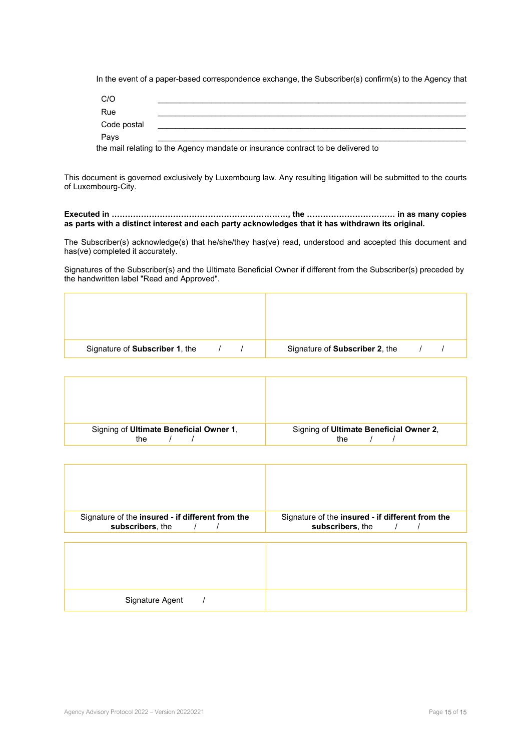In the event of a paper-based correspondence exchange, the Subscriber(s) confirm(s) to the Agency that

| | |
|---|---|
| C/O | ______________________________ |
| Rue | ______________________________ |
| Code postal | ______________________________ |
| Pays | ______________________________ |

the mail relating to the Agency mandate or insurance contract to be delivered to

This document is governed exclusively by Luxembourg law. Any resulting litigation will be submitted to the courts of Luxembourg-City.

**Executed in …………………………………………………………, the …………………………… in as many copies as parts with a distinct interest and each party acknowledges that it has withdrawn its original.**

The Subscriber(s) acknowledge(s) that he/she/they has(ve) read, understood and accepted this document and has(ve) completed it accurately.

Signatures of the Subscriber(s) and the Ultimate Beneficial Owner if different from the Subscriber(s) preceded by the handwritten label "Read and Approved".

| | |
|---|---|
| | |
| Signature of **Subscriber 1**, the / / | Signature of **Subscriber 2**, the / / |

| | |
|---|---|
| | |
| Signing of **Ultimate Beneficial Owner 1**, the / / | Signing of **Ultimate Beneficial Owner 2**, the / / |

| | |
|---|---|
| | |
| Signature of the **insured - if different from the subscribers**, the / / | Signature of the **insured - if different from the subscribers**, the / / |

| | |
|---|---|
| | |
| Signature Agent / | |